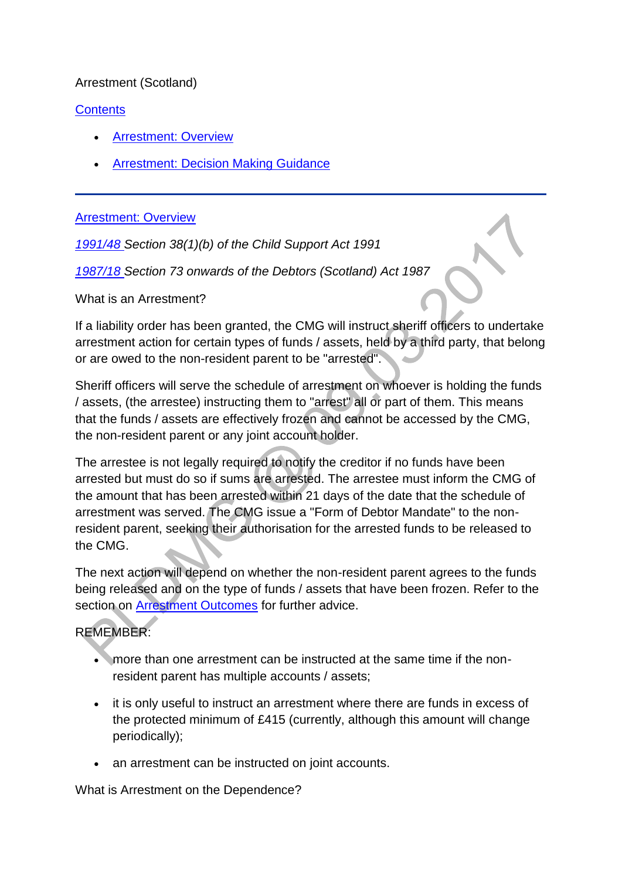Arrestment (Scotland)

[Contents](#)

- [Arrestment: Overview](#)
- [Arrestment: Decision Making Guidance](#)

---

[Arrestment: Overview](#)

*[1991/48](#) Section 38(1)(b) of the Child Support Act 1991*

*[1987/18](#) Section 73 onwards of the Debtors (Scotland) Act 1987*

What is an Arrestment?

If a liability order has been granted, the CMG will instruct sheriff officers to undertake arrestment action for certain types of funds / assets, held by a third party, that belong or are owed to the non-resident parent to be "arrested".

Sheriff officers will serve the schedule of arrestment on whoever is holding the funds / assets, (the arrestee) instructing them to "arrest" all or part of them. This means that the funds / assets are effectively frozen and cannot be accessed by the CMG, the non-resident parent or any joint account holder.

The arrestee is not legally required to notify the creditor if no funds have been arrested but must do so if sums are arrested. The arrestee must inform the CMG of the amount that has been arrested within 21 days of the date that the schedule of arrestment was served. The CMG issue a "Form of Debtor Mandate" to the non-resident parent, seeking their authorisation for the arrested funds to be released to the CMG.

The next action will depend on whether the non-resident parent agrees to the funds being released and on the type of funds / assets that have been frozen. Refer to the section on [Arrestment Outcomes](#) for further advice.

REMEMBER:

- more than one arrestment can be instructed at the same time if the non-resident parent has multiple accounts / assets;
- it is only useful to instruct an arrestment where there are funds in excess of the protected minimum of £415 (currently, although this amount will change periodically);
- an arrestment can be instructed on joint accounts.

What is Arrestment on the Dependence?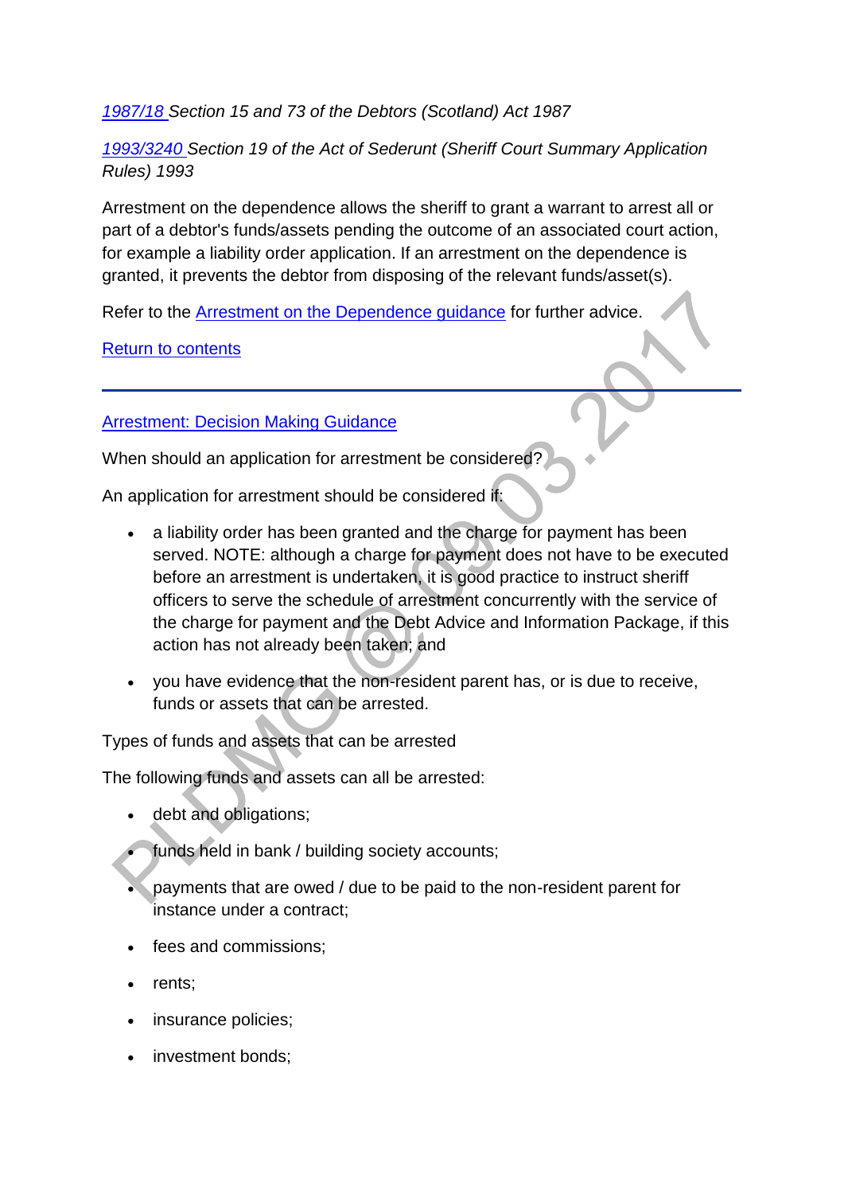*[1987/18](#) Section 15 and 73 of the Debtors (Scotland) Act 1987*

*[1993/3240](#) Section 19 of the Act of Sederunt (Sheriff Court Summary Application Rules) 1993*

Arrestment on the dependence allows the sheriff to grant a warrant to arrest all or part of a debtor's funds/assets pending the outcome of an associated court action, for example a liability order application. If an arrestment on the dependence is granted, it prevents the debtor from disposing of the relevant funds/asset(s).

Refer to the [Arrestment on the Dependence guidance](#) for further advice.

[Return to contents](#)

---

[Arrestment: Decision Making Guidance](#)

When should an application for arrestment be considered?

An application for arrestment should be considered if:

- a liability order has been granted and the charge for payment has been served. NOTE: although a charge for payment does not have to be executed before an arrestment is undertaken, it is good practice to instruct sheriff officers to serve the schedule of arrestment concurrently with the service of the charge for payment and the Debt Advice and Information Package, if this action has not already been taken; and
- you have evidence that the non-resident parent has, or is due to receive, funds or assets that can be arrested.

Types of funds and assets that can be arrested

The following funds and assets can all be arrested:

- debt and obligations;
- funds held in bank / building society accounts;
- payments that are owed / due to be paid to the non-resident parent for instance under a contract;
- fees and commissions;
- rents;
- insurance policies;
- investment bonds;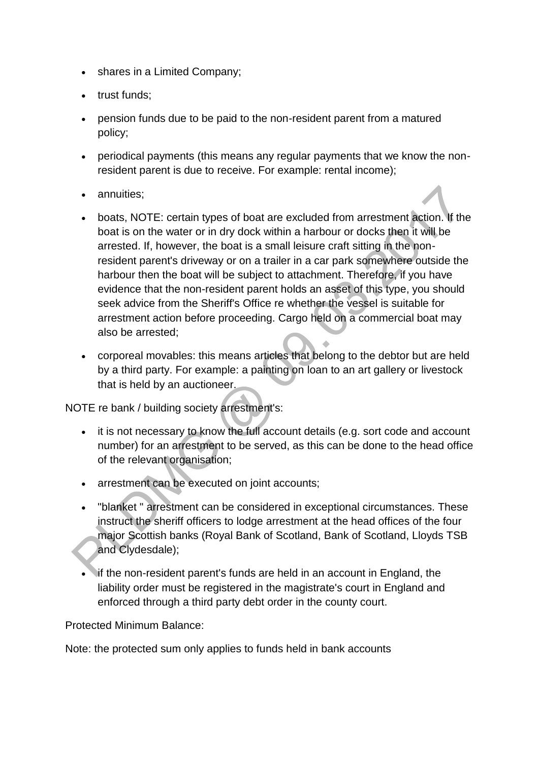- shares in a Limited Company;
- trust funds;
- pension funds due to be paid to the non-resident parent from a matured policy;
- periodical payments (this means any regular payments that we know the non-resident parent is due to receive. For example: rental income);
- annuities;
- boats, NOTE: certain types of boat are excluded from arrestment action. If the boat is on the water or in dry dock within a harbour or docks then it will be arrested. If, however, the boat is a small leisure craft sitting in the non-resident parent's driveway or on a trailer in a car park somewhere outside the harbour then the boat will be subject to attachment. Therefore, if you have evidence that the non-resident parent holds an asset of this type, you should seek advice from the Sheriff's Office re whether the vessel is suitable for arrestment action before proceeding. Cargo held on a commercial boat may also be arrested;
- corporeal movables: this means articles that belong to the debtor but are held by a third party. For example: a painting on loan to an art gallery or livestock that is held by an auctioneer.

NOTE re bank / building society arrestment's:

- it is not necessary to know the full account details (e.g. sort code and account number) for an arrestment to be served, as this can be done to the head office of the relevant organisation;
- arrestment can be executed on joint accounts;
- "blanket " arrestment can be considered in exceptional circumstances. These instruct the sheriff officers to lodge arrestment at the head offices of the four major Scottish banks (Royal Bank of Scotland, Bank of Scotland, Lloyds TSB and Clydesdale);
- if the non-resident parent's funds are held in an account in England, the liability order must be registered in the magistrate's court in England and enforced through a third party debt order in the county court.

Protected Minimum Balance:

Note: the protected sum only applies to funds held in bank accounts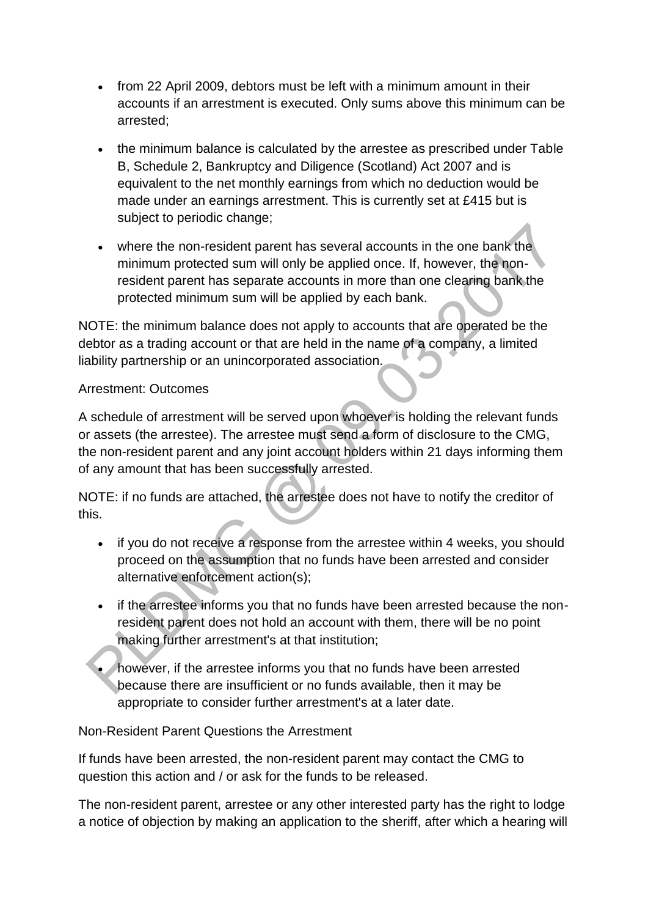- from 22 April 2009, debtors must be left with a minimum amount in their accounts if an arrestment is executed. Only sums above this minimum can be arrested;

- the minimum balance is calculated by the arrestee as prescribed under Table B, Schedule 2, Bankruptcy and Diligence (Scotland) Act 2007 and is equivalent to the net monthly earnings from which no deduction would be made under an earnings arrestment. This is currently set at £415 but is subject to periodic change;

- where the non-resident parent has several accounts in the one bank the minimum protected sum will only be applied once. If, however, the non-resident parent has separate accounts in more than one clearing bank the protected minimum sum will be applied by each bank.

NOTE: the minimum balance does not apply to accounts that are operated be the debtor as a trading account or that are held in the name of a company, a limited liability partnership or an unincorporated association.

Arrestment: Outcomes

A schedule of arrestment will be served upon whoever is holding the relevant funds or assets (the arrestee). The arrestee must send a form of disclosure to the CMG, the non-resident parent and any joint account holders within 21 days informing them of any amount that has been successfully arrested.

NOTE: if no funds are attached, the arrestee does not have to notify the creditor of this.

- if you do not receive a response from the arrestee within 4 weeks, you should proceed on the assumption that no funds have been arrested and consider alternative enforcement action(s);

- if the arrestee informs you that no funds have been arrested because the non-resident parent does not hold an account with them, there will be no point making further arrestment's at that institution;

- however, if the arrestee informs you that no funds have been arrested because there are insufficient or no funds available, then it may be appropriate to consider further arrestment's at a later date.

Non-Resident Parent Questions the Arrestment

If funds have been arrested, the non-resident parent may contact the CMG to question this action and / or ask for the funds to be released.

The non-resident parent, arrestee or any other interested party has the right to lodge a notice of objection by making an application to the sheriff, after which a hearing will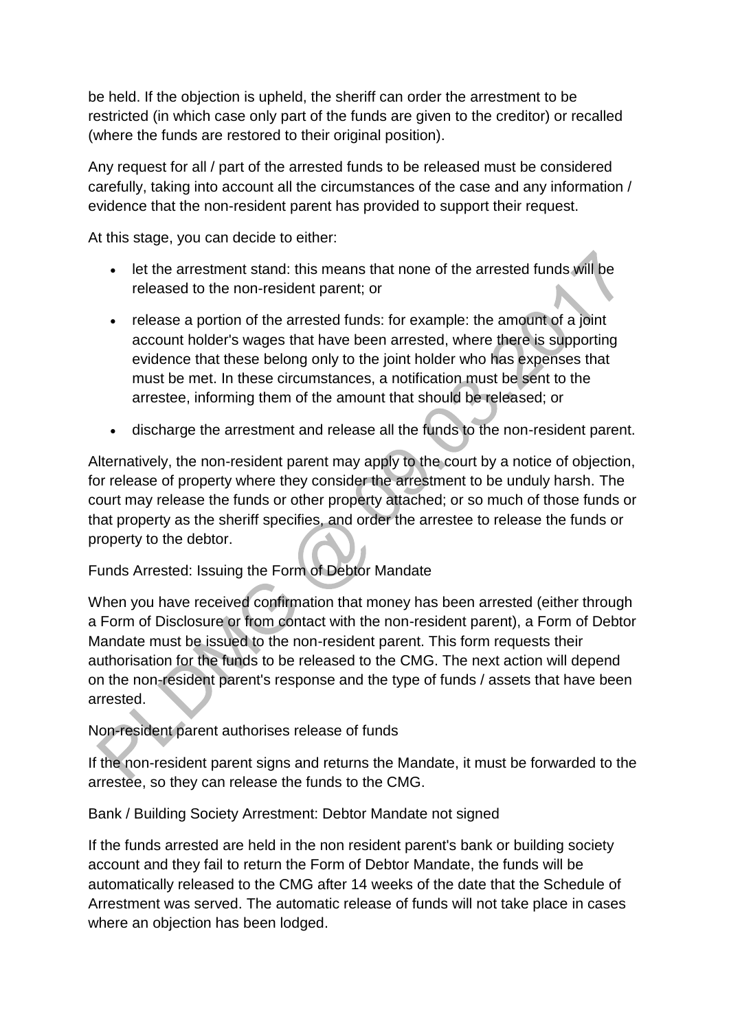be held. If the objection is upheld, the sheriff can order the arrestment to be restricted (in which case only part of the funds are given to the creditor) or recalled (where the funds are restored to their original position).

Any request for all / part of the arrested funds to be released must be considered carefully, taking into account all the circumstances of the case and any information / evidence that the non-resident parent has provided to support their request.

At this stage, you can decide to either:

- let the arrestment stand: this means that none of the arrested funds will be released to the non-resident parent; or
- release a portion of the arrested funds: for example: the amount of a joint account holder's wages that have been arrested, where there is supporting evidence that these belong only to the joint holder who has expenses that must be met. In these circumstances, a notification must be sent to the arrestee, informing them of the amount that should be released; or
- discharge the arrestment and release all the funds to the non-resident parent.

Alternatively, the non-resident parent may apply to the court by a notice of objection, for release of property where they consider the arrestment to be unduly harsh. The court may release the funds or other property attached; or so much of those funds or that property as the sheriff specifies, and order the arrestee to release the funds or property to the debtor.

Funds Arrested: Issuing the Form of Debtor Mandate

When you have received confirmation that money has been arrested (either through a Form of Disclosure or from contact with the non-resident parent), a Form of Debtor Mandate must be issued to the non-resident parent. This form requests their authorisation for the funds to be released to the CMG. The next action will depend on the non-resident parent's response and the type of funds / assets that have been arrested.

Non-resident parent authorises release of funds

If the non-resident parent signs and returns the Mandate, it must be forwarded to the arrestee, so they can release the funds to the CMG.

Bank / Building Society Arrestment: Debtor Mandate not signed

If the funds arrested are held in the non resident parent's bank or building society account and they fail to return the Form of Debtor Mandate, the funds will be automatically released to the CMG after 14 weeks of the date that the Schedule of Arrestment was served. The automatic release of funds will not take place in cases where an objection has been lodged.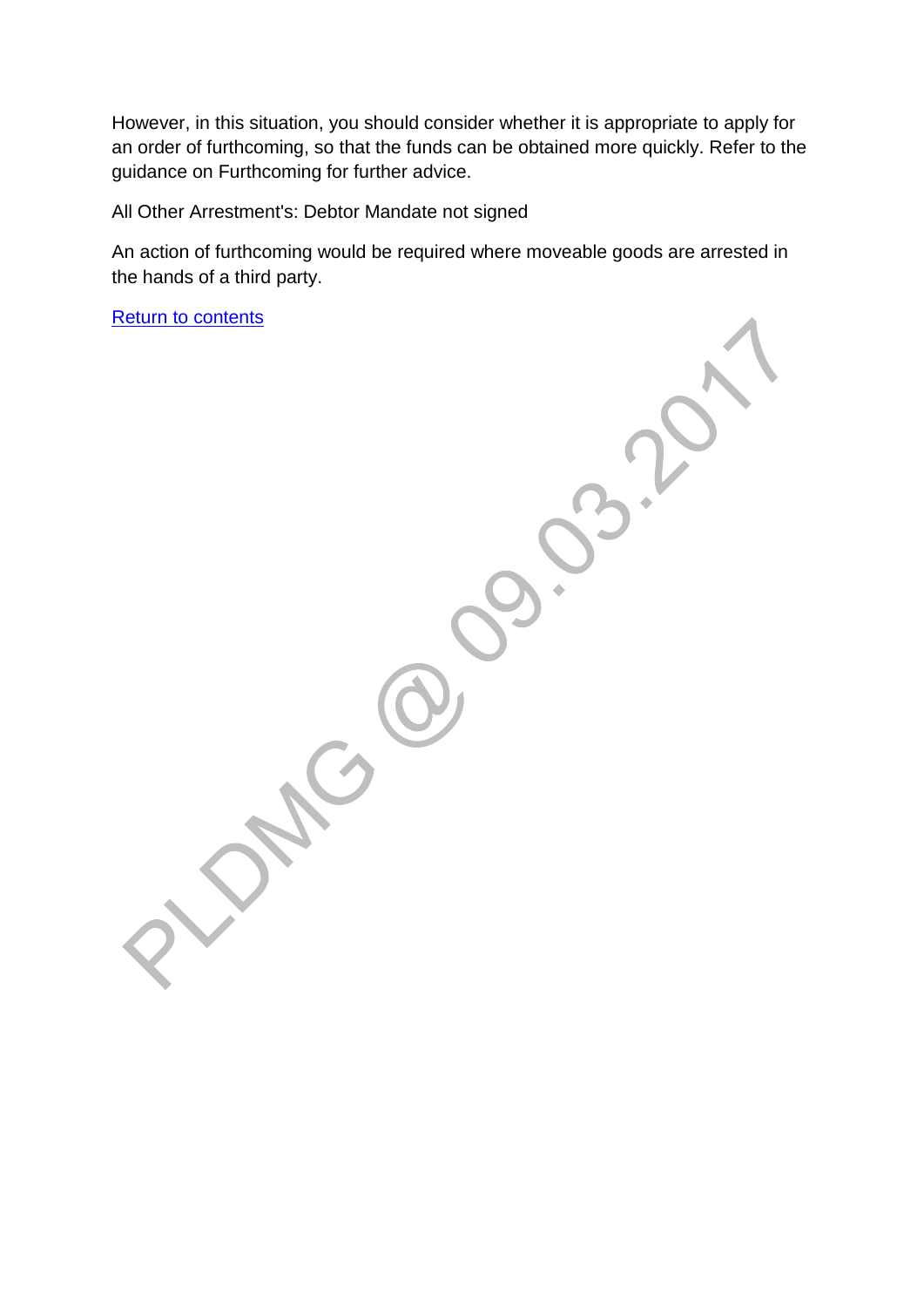However, in this situation, you should consider whether it is appropriate to apply for an order of furthcoming, so that the funds can be obtained more quickly. Refer to the guidance on Furthcoming for further advice.

All Other Arrestment's: Debtor Mandate not signed

An action of furthcoming would be required where moveable goods are arrested in the hands of a third party.

Return to contents